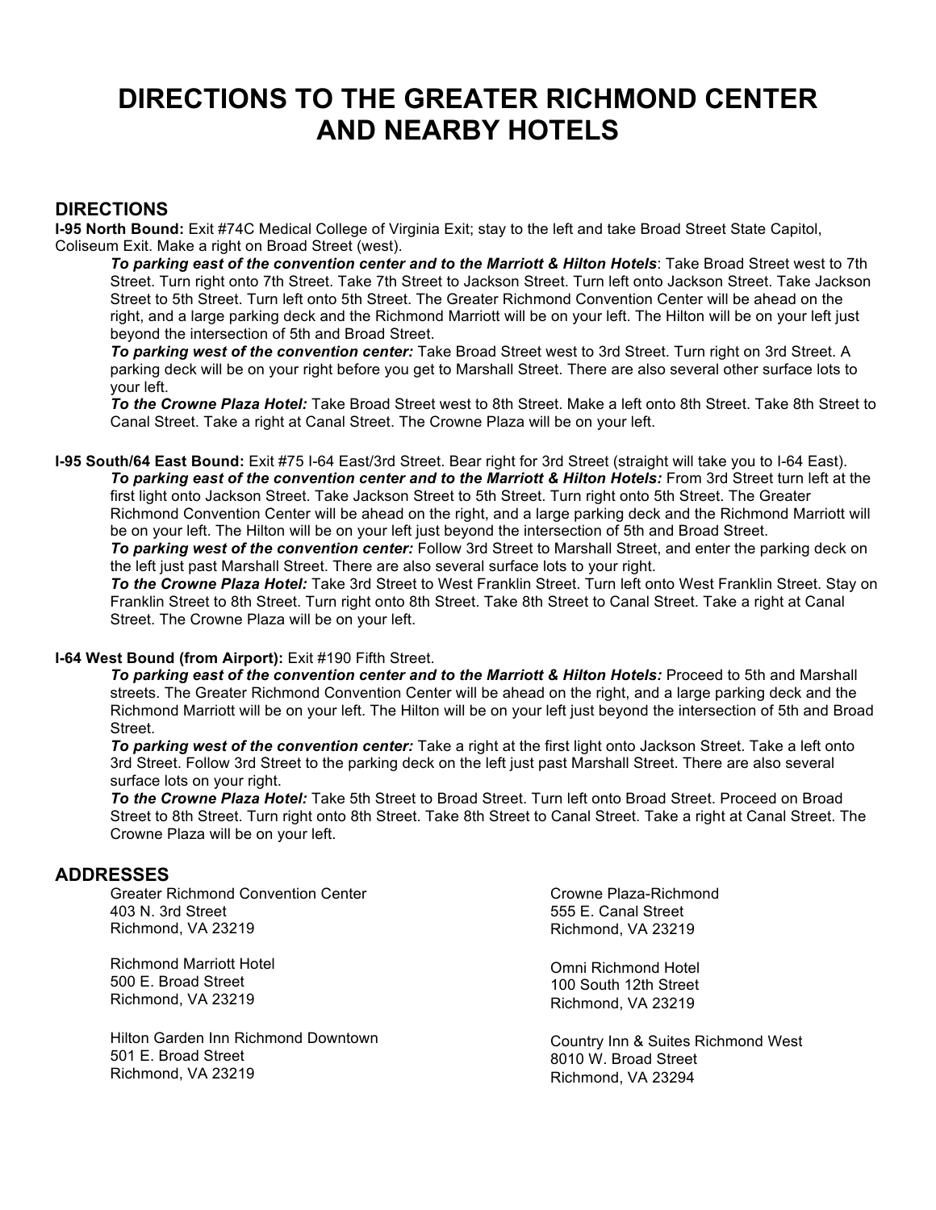# DIRECTIONS TO THE GREATER RICHMOND CENTER AND NEARBY HOTELS

## DIRECTIONS

**I-95 North Bound:** Exit #74C Medical College of Virginia Exit; stay to the left and take Broad Street State Capitol, Coliseum Exit. Make a right on Broad Street (west).

> ***To parking east of the convention center and to the Marriott & Hilton Hotels***: Take Broad Street west to 7th Street. Turn right onto 7th Street. Take 7th Street to Jackson Street. Turn left onto Jackson Street. Take Jackson Street to 5th Street. Turn left onto 5th Street. The Greater Richmond Convention Center will be ahead on the right, and a large parking deck and the Richmond Marriott will be on your left. The Hilton will be on your left just beyond the intersection of 5th and Broad Street.
>
> ***To parking west of the convention center:*** Take Broad Street west to 3rd Street. Turn right on 3rd Street. A parking deck will be on your right before you get to Marshall Street. There are also several other surface lots to your left.
>
> ***To the Crowne Plaza Hotel:*** Take Broad Street west to 8th Street. Make a left onto 8th Street. Take 8th Street to Canal Street. Take a right at Canal Street. The Crowne Plaza will be on your left.

**I-95 South/64 East Bound:** Exit #75 I-64 East/3rd Street. Bear right for 3rd Street (straight will take you to I-64 East).

> ***To parking east of the convention center and to the Marriott & Hilton Hotels:*** From 3rd Street turn left at the first light onto Jackson Street. Take Jackson Street to 5th Street. Turn right onto 5th Street. The Greater Richmond Convention Center will be ahead on the right, and a large parking deck and the Richmond Marriott will be on your left. The Hilton will be on your left just beyond the intersection of 5th and Broad Street.
>
> ***To parking west of the convention center:*** Follow 3rd Street to Marshall Street, and enter the parking deck on the left just past Marshall Street. There are also several surface lots to your right.
>
> ***To the Crowne Plaza Hotel:*** Take 3rd Street to West Franklin Street. Turn left onto West Franklin Street. Stay on Franklin Street to 8th Street. Turn right onto 8th Street. Take 8th Street to Canal Street. Take a right at Canal Street. The Crowne Plaza will be on your left.

**I-64 West Bound (from Airport):** Exit #190 Fifth Street.

> ***To parking east of the convention center and to the Marriott & Hilton Hotels:*** Proceed to 5th and Marshall streets. The Greater Richmond Convention Center will be ahead on the right, and a large parking deck and the Richmond Marriott will be on your left. The Hilton will be on your left just beyond the intersection of 5th and Broad Street.
>
> ***To parking west of the convention center:*** Take a right at the first light onto Jackson Street. Take a left onto 3rd Street. Follow 3rd Street to the parking deck on the left just past Marshall Street. There are also several surface lots on your right.
>
> ***To the Crowne Plaza Hotel:*** Take 5th Street to Broad Street. Turn left onto Broad Street. Proceed on Broad Street to 8th Street. Turn right onto 8th Street. Take 8th Street to Canal Street. Take a right at Canal Street. The Crowne Plaza will be on your left.

## ADDRESSES

Greater Richmond Convention Center
403 N. 3rd Street
Richmond, VA 23219

Richmond Marriott Hotel
500 E. Broad Street
Richmond, VA 23219

Hilton Garden Inn Richmond Downtown
501 E. Broad Street
Richmond, VA 23219

Crowne Plaza-Richmond
555 E. Canal Street
Richmond, VA 23219

Omni Richmond Hotel
100 South 12th Street
Richmond, VA 23219

Country Inn & Suites Richmond West
8010 W. Broad Street
Richmond, VA 23294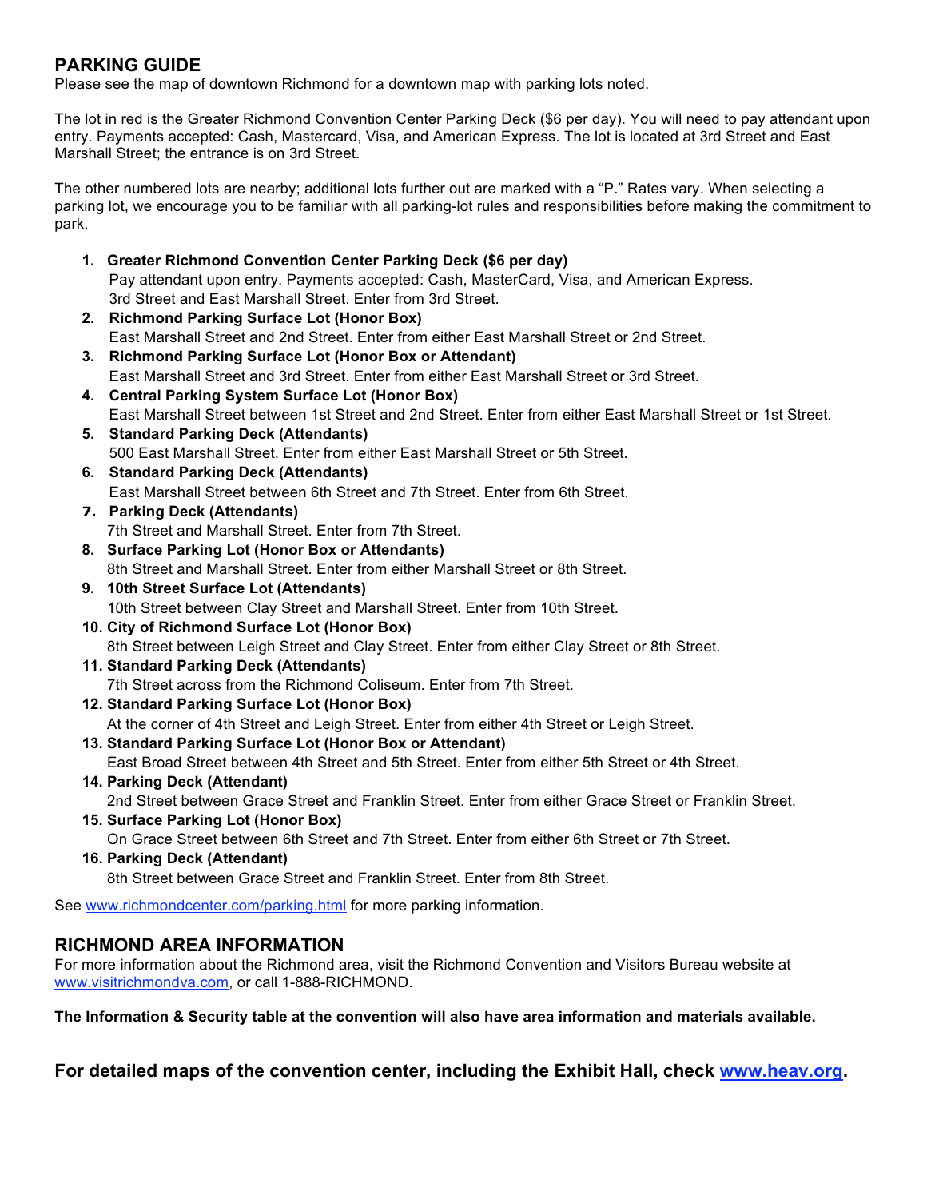## PARKING GUIDE

Please see the map of downtown Richmond for a downtown map with parking lots noted.

The lot in red is the Greater Richmond Convention Center Parking Deck ($6 per day). You will need to pay attendant upon entry. Payments accepted: Cash, Mastercard, Visa, and American Express. The lot is located at 3rd Street and East Marshall Street; the entrance is on 3rd Street.

The other numbered lots are nearby; additional lots further out are marked with a "P." Rates vary. When selecting a parking lot, we encourage you to be familiar with all parking-lot rules and responsibilities before making the commitment to park.

1. **Greater Richmond Convention Center Parking Deck ($6 per day)**
   Pay attendant upon entry. Payments accepted: Cash, MasterCard, Visa, and American Express. 3rd Street and East Marshall Street. Enter from 3rd Street.
2. **Richmond Parking Surface Lot (Honor Box)**
   East Marshall Street and 2nd Street. Enter from either East Marshall Street or 2nd Street.
3. **Richmond Parking Surface Lot (Honor Box or Attendant)**
   East Marshall Street and 3rd Street. Enter from either East Marshall Street or 3rd Street.
4. **Central Parking System Surface Lot (Honor Box)**
   East Marshall Street between 1st Street and 2nd Street. Enter from either East Marshall Street or 1st Street.
5. **Standard Parking Deck (Attendants)**
   500 East Marshall Street. Enter from either East Marshall Street or 5th Street.
6. **Standard Parking Deck (Attendants)**
   East Marshall Street between 6th Street and 7th Street. Enter from 6th Street.
7. **Parking Deck (Attendants)**
   7th Street and Marshall Street. Enter from 7th Street.
8. **Surface Parking Lot (Honor Box or Attendants)**
   8th Street and Marshall Street. Enter from either Marshall Street or 8th Street.
9. **10th Street Surface Lot (Attendants)**
   10th Street between Clay Street and Marshall Street. Enter from 10th Street.
10. **City of Richmond Surface Lot (Honor Box)**
    8th Street between Leigh Street and Clay Street. Enter from either Clay Street or 8th Street.
11. **Standard Parking Deck (Attendants)**
    7th Street across from the Richmond Coliseum. Enter from 7th Street.
12. **Standard Parking Surface Lot (Honor Box)**
    At the corner of 4th Street and Leigh Street. Enter from either 4th Street or Leigh Street.
13. **Standard Parking Surface Lot (Honor Box or Attendant)**
    East Broad Street between 4th Street and 5th Street. Enter from either 5th Street or 4th Street.
14. **Parking Deck (Attendant)**
    2nd Street between Grace Street and Franklin Street. Enter from either Grace Street or Franklin Street.
15. **Surface Parking Lot (Honor Box)**
    On Grace Street between 6th Street and 7th Street. Enter from either 6th Street or 7th Street.
16. **Parking Deck (Attendant)**
    8th Street between Grace Street and Franklin Street. Enter from 8th Street.

See www.richmondcenter.com/parking.html for more parking information.

## RICHMOND AREA INFORMATION

For more information about the Richmond area, visit the Richmond Convention and Visitors Bureau website at www.visitrichmondva.com, or call 1-888-RICHMOND.

**The Information & Security table at the convention will also have area information and materials available.**

### For detailed maps of the convention center, including the Exhibit Hall, check www.heav.org.